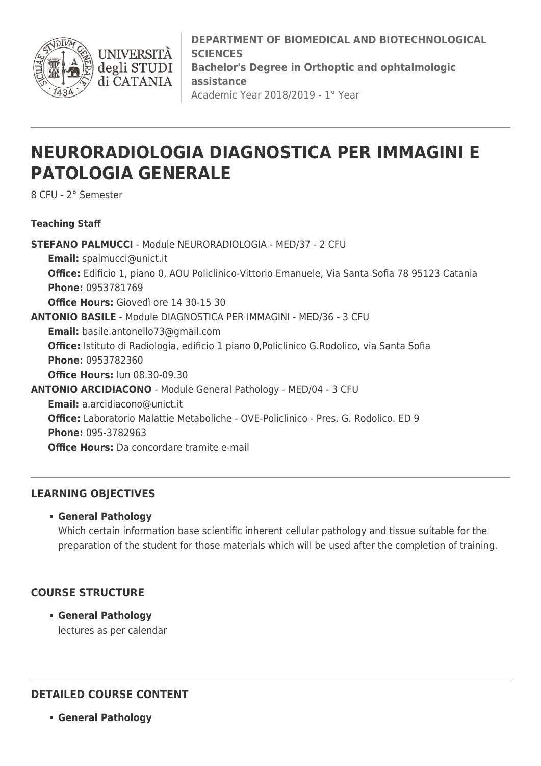**DEPARTMENT OF BIOMEDICAL AND BIOTECHNOLOGICAL SCIENCES**
**Bachelor's Degree in Orthoptic and ophtalmologic assistance**
Academic Year 2018/2019 - 1° Year

# NEURORADIOLOGIA DIAGNOSTICA PER IMMAGINI E PATOLOGIA GENERALE

8 CFU - 2° Semester

**Teaching Staff**

**STEFANO PALMUCCI** - Module NEURORADIOLOGIA - MED/37 - 2 CFU
- **Email:** spalmucci@unict.it
- **Office:** Edificio 1, piano 0, AOU Policlinico-Vittorio Emanuele, Via Santa Sofia 78 95123 Catania
- **Phone:** 0953781769
- **Office Hours:** Giovedì ore 14 30-15 30

**ANTONIO BASILE** - Module DIAGNOSTICA PER IMMAGINI - MED/36 - 3 CFU
- **Email:** basile.antonello73@gmail.com
- **Office:** Istituto di Radiologia, edificio 1 piano 0,Policlinico G.Rodolico, via Santa Sofia
- **Phone:** 0953782360
- **Office Hours:** lun 08.30-09.30

**ANTONIO ARCIDIACONO** - Module General Pathology - MED/04 - 3 CFU
- **Email:** a.arcidiacono@unict.it
- **Office:** Laboratorio Malattie Metaboliche - OVE-Policlinico - Pres. G. Rodolico. ED 9
- **Phone:** 095-3782963
- **Office Hours:** Da concordare tramite e-mail

## LEARNING OBJECTIVES

- **General Pathology**
  Which certain information base scientific inherent cellular pathology and tissue suitable for the preparation of the student for those materials which will be used after the completion of training.

## COURSE STRUCTURE

- **General Pathology**
  lectures as per calendar

## DETAILED COURSE CONTENT

- **General Pathology**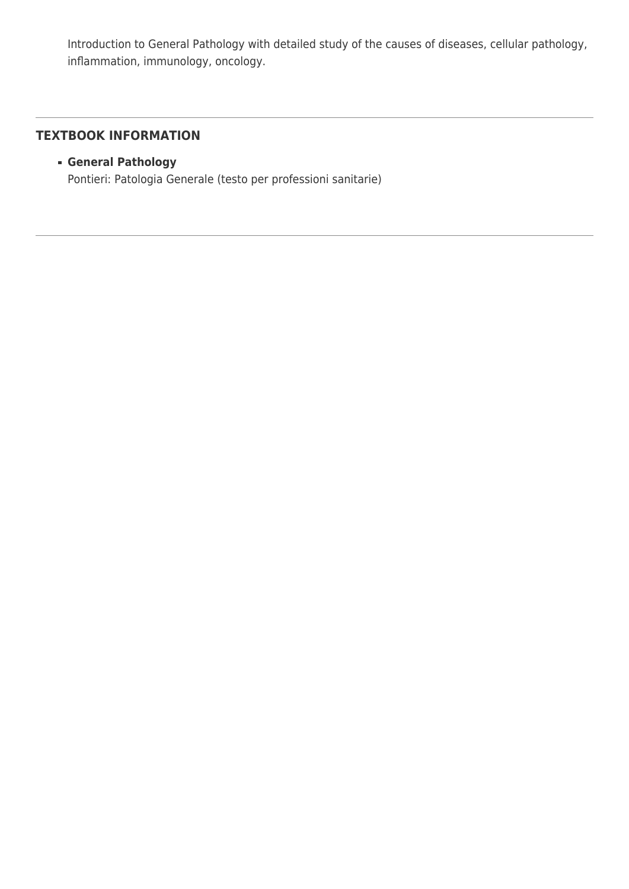Introduction to General Pathology with detailed study of the causes of diseases, cellular pathology, inflammation, immunology, oncology.

## TEXTBOOK INFORMATION

- **General Pathology**
  Pontieri: Patologia Generale (testo per professioni sanitarie)